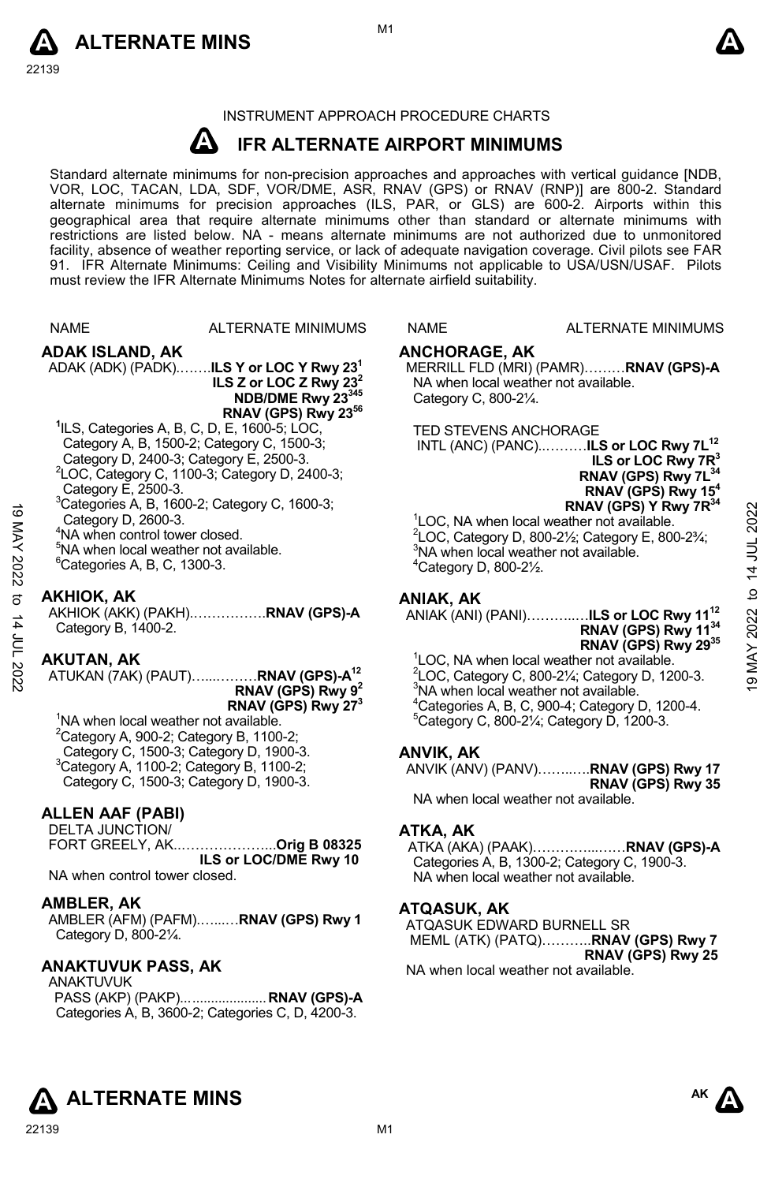INSTRUMENT APPROACH PROCEDURE CHARTS

# IFR ALTERNATE AIRPORT MINIMUMS

Standard alternate minimums for non-precision approaches and approaches with vertical guidance [NDB, VOR, LOC, TACAN, LDA, SDF, VOR/DME, ASR, RNAV (GPS) or RNAV (RNP)] are 800-2. Standard alternate minimums for precision approaches (ILS, PAR, or GLS) are 600-2. Airports within this geographical area that require alternate minimums other than standard or alternate minimums with restrictions are listed below. NA - means alternate minimums are not authorized due to unmonitored facility, absence of weather reporting service, or lack of adequate navigation coverage. Civil pilots see FAR 91. IFR Alternate Minimums: Ceiling and Visibility Minimums not applicable to USA/USN/USAF. Pilots must review the IFR Alternate Minimums Notes for alternate airfield suitability.

NAME — ALTERNATE MINIMUMS

## ADAK ISLAND, AK

ADAK (ADK) (PADK)……..**ILS Y or LOC Y Rwy 23**[1]
**ILS Z or LOC Z Rwy 23**[2]
**NDB/DME Rwy 23**[345]
**RNAV (GPS) Rwy 23**[56]

[1]ILS, Categories A, B, C, D, E, 1600-5; LOC, Category A, B, 1500-2; Category C, 1500-3; Category D, 2400-3; Category E, 2500-3.
[2]LOC, Category C, 1100-3; Category D, 2400-3; Category E, 2500-3.
[3]Categories A, B, 1600-2; Category C, 1600-3; Category D, 2600-3.
[4]NA when control tower closed.
[5]NA when local weather not available.
[6]Categories A, B, C, 1300-3.

## AKHIOK, AK

AKHIOK (AKK) (PAKH)……………….**RNAV (GPS)-A**
Category B, 1400-2.

## AKUTAN, AK

ATUKAN (7AK) (PAUT)…...………**RNAV (GPS)-A**[12]
**RNAV (GPS) Rwy 9**[2]
**RNAV (GPS) Rwy 27**[3]

[1]NA when local weather not available.
[2]Category A, 900-2; Category B, 1100-2; Category C, 1500-3; Category D, 1900-3.
[3]Category A, 1100-2; Category B, 1100-2; Category C, 1500-3; Category D, 1900-3.

## ALLEN AAF (PABI)

DELTA JUNCTION/
FORT GREELY, AK..………………...**Orig B 08325**
**ILS or LOC/DME Rwy 10**

NA when control tower closed.

## AMBLER, AK

AMBLER (AFM) (PAFM)…...…**RNAV (GPS) Rwy 1**
Category D, 800-2¼.

## ANAKTUVUK PASS, AK

ANAKTUVUK
PASS (AKP) (PAKP)…................... **RNAV (GPS)-A**
Categories A, B, 3600-2; Categories C, D, 4200-3.

## ANCHORAGE, AK

MERRILL FLD (MRI) (PAMR)………**RNAV (GPS)-A**
NA when local weather not available.
Category C, 800-2¼.

TED STEVENS ANCHORAGE
INTL (ANC) (PANC)..……….**ILS or LOC Rwy 7L**[12]
**ILS or LOC Rwy 7R**[3]
**RNAV (GPS) Rwy 7L**[34]
**RNAV (GPS) Rwy 15**[4]
**RNAV (GPS) Y Rwy 7R**[34]

[1]LOC, NA when local weather not available.
[2]LOC, Category D, 800-2½; Category E, 800-2¾;
[3]NA when local weather not available.
[4]Category D, 800-2½.

## ANIAK, AK

ANIAK (ANI) (PANI)………..…**ILS or LOC Rwy 11**[12]
**RNAV (GPS) Rwy 11**[34]
**RNAV (GPS) Rwy 29**[35]

[1]LOC, NA when local weather not available.
[2]LOC, Category C, 800-2¼; Category D, 1200-3.
[3]NA when local weather not available.
[4]Categories A, B, C, 900-4; Category D, 1200-4.
[5]Category C, 800-2¼; Category D, 1200-3.

## ANVIK, AK

ANVIK (ANV) (PANV)……..….**RNAV (GPS) Rwy 17**
**RNAV (GPS) Rwy 35**

NA when local weather not available.

## ATKA, AK

ATKA (AKA) (PAAK)…………..…….**RNAV (GPS)-A**
Categories A, B, 1300-2; Category C, 1900-3.
NA when local weather not available.

## ATQASUK, AK

ATQASUK EDWARD BURNELL SR
MEML (ATK) (PATQ)………..**RNAV (GPS) Rwy 7**
**RNAV (GPS) Rwy 25**

NA when local weather not available.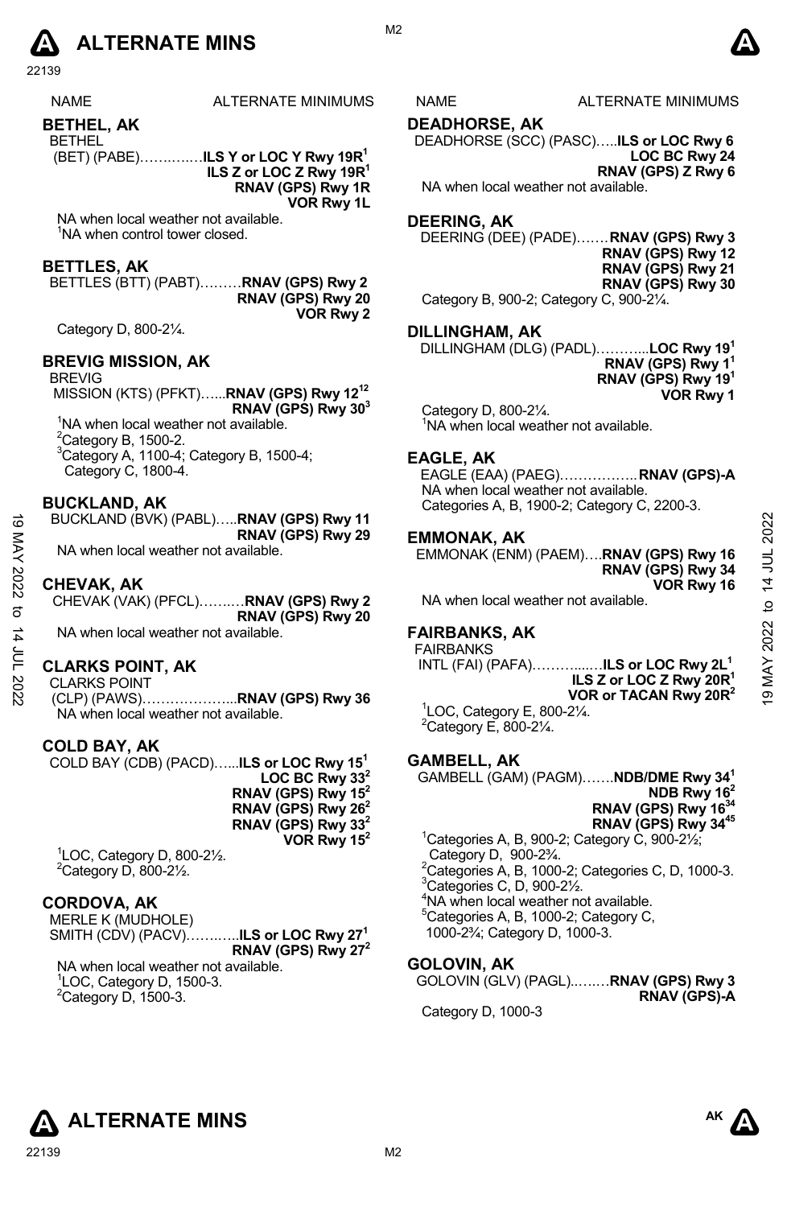# ALTERNATE MINS

| NAME | ALTERNATE MINIMUMS |
|---|---|

## BETHEL, AK

BETHEL (BET) (PABE)……..…..**ILS Y or LOC Y Rwy 19R[1]**
**ILS Z or LOC Z Rwy 19R[1]**
**RNAV (GPS) Rwy 1R**
**VOR Rwy 1L**

NA when local weather not available.
[1]NA when control tower closed.

## BETTLES, AK

BETTLES (BTT) (PABT)………**RNAV (GPS) Rwy 2**
**RNAV (GPS) Rwy 20**
**VOR Rwy 2**

Category D, 800-2¼.

## BREVIG MISSION, AK

BREVIG MISSION (KTS) (PFKT)…...**RNAV (GPS) Rwy 12[12]**
**RNAV (GPS) Rwy 30[3]**

[1]NA when local weather not available.
[2]Category B, 1500-2.
[3]Category A, 1100-4; Category B, 1500-4; Category C, 1800-4.

## BUCKLAND, AK

BUCKLAND (BVK) (PABL)…..**RNAV (GPS) Rwy 11**
**RNAV (GPS) Rwy 29**

NA when local weather not available.

## CHEVAK, AK

CHEVAK (VAK) (PFCL)……..…**RNAV (GPS) Rwy 2**
**RNAV (GPS) Rwy 20**

NA when local weather not available.

## CLARKS POINT, AK

CLARKS POINT (CLP) (PAWS)………………...**RNAV (GPS) Rwy 36**

NA when local weather not available.

## COLD BAY, AK

COLD BAY (CDB) (PACD)…...**ILS or LOC Rwy 15[1]**
**LOC BC Rwy 33[2]**
**RNAV (GPS) Rwy 15[2]**
**RNAV (GPS) Rwy 26[2]**
**RNAV (GPS) Rwy 33[2]**
**VOR Rwy 15[2]**

[1]LOC, Category D, 800-2½.
[2]Category D, 800-2½.

## CORDOVA, AK

MERLE K (MUDHOLE) SMITH (CDV) (PACV)……..…**ILS or LOC Rwy 27[1]**
**RNAV (GPS) Rwy 27[2]**

NA when local weather not available.
[1]LOC, Category D, 1500-3.
[2]Category D, 1500-3.

## DEADHORSE, AK

DEADHORSE (SCC) (PASC)…..**ILS or LOC Rwy 6**
**LOC BC Rwy 24**
**RNAV (GPS) Z Rwy 6**

NA when local weather not available.

## DEERING, AK

DEERING (DEE) (PADE)…….**RNAV (GPS) Rwy 3**
**RNAV (GPS) Rwy 12**
**RNAV (GPS) Rwy 21**
**RNAV (GPS) Rwy 30**

Category B, 900-2; Category C, 900-2¼.

## DILLINGHAM, AK

DILLINGHAM (DLG) (PADL)………...**LOC Rwy 19[1]**
**RNAV (GPS) Rwy 1[1]**
**RNAV (GPS) Rwy 19[1]**
**VOR Rwy 1**

Category D, 800-2¼.
[1]NA when local weather not available.

## EAGLE, AK

EAGLE (EAA) (PAEG)……………..**RNAV (GPS)-A**

NA when local weather not available.
Categories A, B, 1900-2; Category C, 2200-3.

## EMMONAK, AK

EMMONAK (ENM) (PAEM)….**RNAV (GPS) Rwy 16**
**RNAV (GPS) Rwy 34**
**VOR Rwy 16**

NA when local weather not available.

## FAIRBANKS, AK

FAIRBANKS INTL (FAI) (PAFA)………..….**ILS or LOC Rwy 2L[1]**
**ILS Z or LOC Z Rwy 20R[1]**
**VOR or TACAN Rwy 20R[2]**

[1]LOC, Category E, 800-2¼.
[2]Category E, 800-2¼.

## GAMBELL, AK

GAMBELL (GAM) (PAGM)…….**NDB/DME Rwy 34[1]**
**NDB Rwy 16[2]**
**RNAV (GPS) Rwy 16[34]**
**RNAV (GPS) Rwy 34[45]**

[1]Categories A, B, 900-2; Category C, 900-2½; Category D, 900-2¾.
[2]Categories A, B, 1000-2; Categories C, D, 1000-3.
[3]Categories C, D, 900-2½.
[4]NA when local weather not available.
[5]Categories A, B, 1000-2; Category C, 1000-2¾; Category D, 1000-3.

## GOLOVIN, AK

GOLOVIN (GLV) (PAGL)..……**RNAV (GPS) Rwy 3**
**RNAV (GPS)-A**

Category D, 1000-3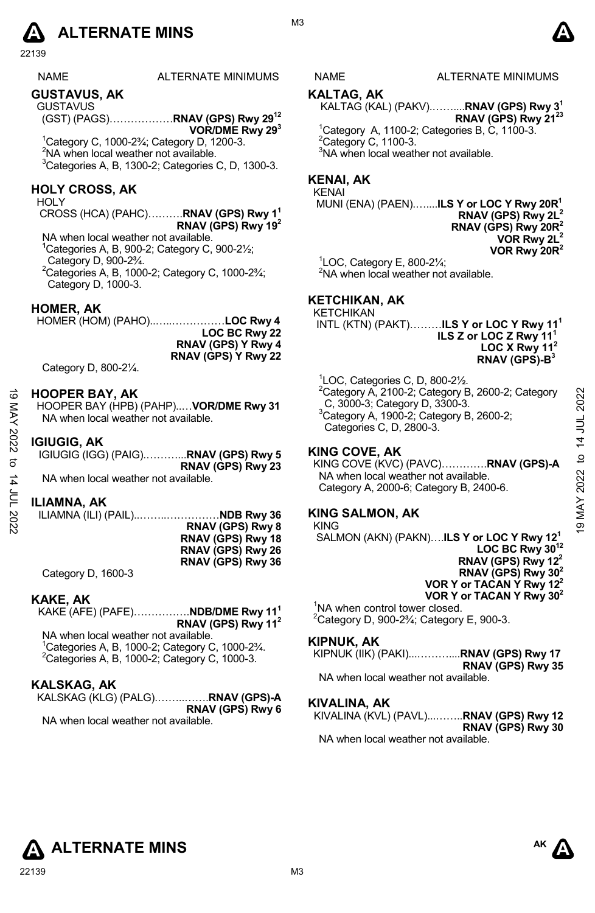| NAME | ALTERNATE MINIMUMS |
|---|---|

## GUSTAVUS, AK

GUSTAVUS
(GST) (PAGS)………………**RNAV (GPS) Rwy 29**[1][2]
**VOR/DME Rwy 29**[3]

[1]Category C, 1000-2¾; Category D, 1200-3.
[2]NA when local weather not available.
[3]Categories A, B, 1300-2; Categories C, D, 1300-3.

## HOLY CROSS, AK

HOLY
CROSS (HCA) (PAHC)……….**RNAV (GPS) Rwy 1**[1]
**RNAV (GPS) Rwy 19**[2]

NA when local weather not available.
[1]Categories A, B, 900-2; Category C, 900-2½; Category D, 900-2¾.
[2]Categories A, B, 1000-2; Category C, 1000-2¾; Category D, 1000-3.

## HOMER, AK

HOMER (HOM) (PAHO)..…..……………**LOC Rwy 4**
**LOC BC Rwy 22**
**RNAV (GPS) Y Rwy 4**
**RNAV (GPS) Y Rwy 22**

Category D, 800-2¼.

## HOOPER BAY, AK

HOOPER BAY (HPB) (PAHP)..…**VOR/DME Rwy 31**
NA when local weather not available.

## IGIUGIG, AK

IGIUGIG (IGG) (PAIG).………...**RNAV (GPS) Rwy 5**
**RNAV (GPS) Rwy 23**
NA when local weather not available.

## ILIAMNA, AK

ILIAMNA (ILI) (PAIL)..……..……………**NDB Rwy 36**
**RNAV (GPS) Rwy 8**
**RNAV (GPS) Rwy 18**
**RNAV (GPS) Rwy 26**
**RNAV (GPS) Rwy 36**

Category D, 1600-3

## KAKE, AK

KAKE (AFE) (PAFE)…………….**NDB/DME Rwy 11**[1]
**RNAV (GPS) Rwy 11**[2]

NA when local weather not available.
[1]Categories A, B, 1000-2; Category C, 1000-2¾.
[2]Categories A, B, 1000-2; Category C, 1000-3.

## KALSKAG, AK

KALSKAG (KLG) (PALG).……..……**RNAV (GPS)-A**
**RNAV (GPS) Rwy 6**
NA when local weather not available.

## KALTAG, AK

KALTAG (KAL) (PAKV).……....**RNAV (GPS) Rwy 3**[1]
**RNAV (GPS) Rwy 21**[2][3]

[1]Category A, 1100-2; Categories B, C, 1100-3.
[2]Category C, 1100-3.
[3]NA when local weather not available.

## KENAI, AK

KENAI
MUNI (ENA) (PAEN)…....**ILS Y or LOC Y Rwy 20R**[1]
**RNAV (GPS) Rwy 2L**[2]
**RNAV (GPS) Rwy 20R**[2]
**VOR Rwy 2L**[2]
**VOR Rwy 20R**[2]

[1]LOC, Category E, 800-2¼;
[2]NA when local weather not available.

## KETCHIKAN, AK

KETCHIKAN
INTL (KTN) (PAKT)………**ILS Y or LOC Y Rwy 11**[1]
**ILS Z or LOC Z Rwy 11**[1]
**LOC X Rwy 11**[2]
**RNAV (GPS)-B**[3]

[1]LOC, Categories C, D, 800-2½.
[2]Category A, 2100-2; Category B, 2600-2; Category C, 3000-3; Category D, 3300-3.
[3]Category A, 1900-2; Category B, 2600-2; Categories C, D, 2800-3.

## KING COVE, AK

KING COVE (KVC) (PAVC)………….**RNAV (GPS)-A**
NA when local weather not available.
Category A, 2000-6; Category B, 2400-6.

## KING SALMON, AK

KING
SALMON (AKN) (PAKN)….**ILS Y or LOC Y Rwy 12**[1]
**LOC BC Rwy 30**[1][2]
**RNAV (GPS) Rwy 12**[2]
**RNAV (GPS) Rwy 30**[2]
**VOR Y or TACAN Y Rwy 12**[2]
**VOR Y or TACAN Y Rwy 30**[2]

[1]NA when control tower closed.
[2]Category D, 900-2¾; Category E, 900-3.

## KIPNUK, AK

KIPNUK (IIK) (PAKI)...………....**RNAV (GPS) Rwy 17**
**RNAV (GPS) Rwy 35**
NA when local weather not available.

## KIVALINA, AK

KIVALINA (KVL) (PAVL)...……..**RNAV (GPS) Rwy 12**
**RNAV (GPS) Rwy 30**
NA when local weather not available.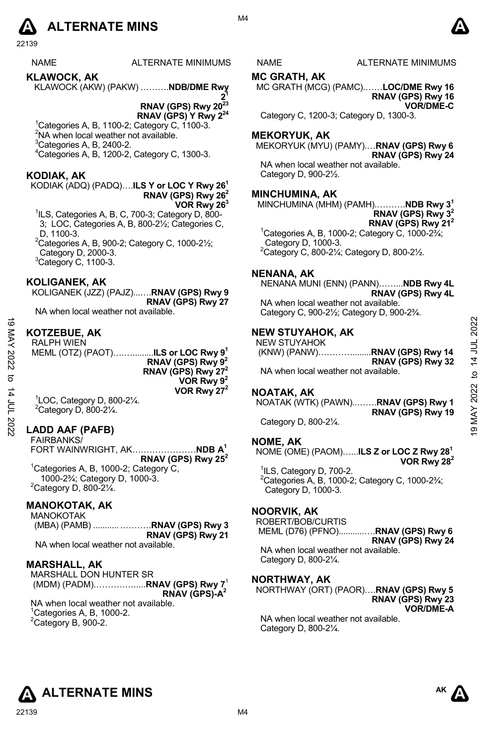# ALTERNATE MINS

NAME — ALTERNATE MINIMUMS

## KLAWOCK, AK

KLAWOCK (AKW) (PAKW) ……….**NDB/DME Rwy 2**[1]
**RNAV (GPS) Rwy 20**[23]
**RNAV (GPS) Y Rwy 2**[24]

[1]Categories A, B, 1100-2; Category C, 1100-3.
[2]NA when local weather not available.
[3]Categories A, B, 2400-2.
[4]Categories A, B, 1200-2, Category C, 1300-3.

## KODIAK, AK

KODIAK (ADQ) (PADQ)….**ILS Y or LOC Y Rwy 26**[1]
**RNAV (GPS) Rwy 26**[2]
**VOR Rwy 26**[3]

[1]ILS, Categories A, B, C, 700-3; Category D, 800-3; LOC, Categories A, B, 800-2½; Categories C, D, 1100-3.
[2]Categories A, B, 900-2; Category C, 1000-2½; Category D, 2000-3.
[3]Category C, 1100-3.

## KOLIGANEK, AK

KOLIGANEK (JZZ) (PAJZ)..….**RNAV (GPS) Rwy 9**
**RNAV (GPS) Rwy 27**

NA when local weather not available.

## KOTZEBUE, AK

RALPH WIEN
MEML (OTZ) (PAOT)……........**ILS or LOC Rwy 9**[1]
**RNAV (GPS) Rwy 9**[2]
**RNAV (GPS) Rwy 27**[2]
**VOR Rwy 9**[2]
**VOR Rwy 27**[2]

[1]LOC, Category D, 800-2¼.
[2]Category D, 800-2¼.

## LADD AAF (PAFB)

FAIRBANKS/
FORT WAINWRIGHT, AK…..………………**NDB A**[1]
**RNAV (GPS) Rwy 25**[2]

[1]Categories A, B, 1000-2; Category C, 1000-2¾; Category D, 1000-3.
[2]Category D, 800-2¼.

## MANOKOTAK, AK

MANOKOTAK
(MBA) (PAMB) ........... ……….**RNAV (GPS) Rwy 3**
**RNAV (GPS) Rwy 21**

NA when local weather not available.

## MARSHALL, AK

MARSHALL DON HUNTER SR
(MDM) (PADM).……………....**RNAV (GPS) Rwy 7**[1]
**RNAV (GPS)-A**[2]

NA when local weather not available.
[1]Categories A, B, 1000-2.
[2]Category B, 900-2.

## MC GRATH, AK

MC GRATH (MCG) (PAMC).……**LOC/DME Rwy 16**
**RNAV (GPS) Rwy 16**
**VOR/DME-C**

Category C, 1200-3; Category D, 1300-3.

## MEKORYUK, AK

MEKORYUK (MYU) (PAMY).…**RNAV (GPS) Rwy 6**
**RNAV (GPS) Rwy 24**

NA when local weather not available.
Category D, 900-2½.

## MINCHUMINA, AK

MINCHUMINA (MHM) (PAMH).……….**NDB Rwy 3**[1]
**RNAV (GPS) Rwy 3**[2]
**RNAV (GPS) Rwy 21**[2]

[1]Categories A, B, 1000-2; Category C, 1000-2¾; Category D, 1000-3.
[2]Category C, 800-2¼; Category D, 800-2½.

## NENANA, AK

NENANA MUNI (ENN) (PANN)……...**NDB Rwy 4L**
**RNAV (GPS) Rwy 4L**

NA when local weather not available.
Category C, 900-2½; Category D, 900-2¾.

## NEW STUYAHOK, AK

NEW STUYAHOK
(KNW) (PANW)………….......**RNAV (GPS) Rwy 14**
**RNAV (GPS) Rwy 32**

NA when local weather not available.

## NOATAK, AK

NOATAK (WTK) (PAWN)..…….**RNAV (GPS) Rwy 1**
**RNAV (GPS) Rwy 19**

Category D, 800-2¼.

## NOME, AK

NOME (OME) (PAOM)…...**ILS Z or LOC Z Rwy 28**[1]
**VOR Rwy 28**[2]

[1]ILS, Category D, 700-2.
[2]Categories A, B, 1000-2; Category C, 1000-2¾; Category D, 1000-3.

## NOORVIK, AK

ROBERT/BOB/CURTIS
MEML (D76) (PFNO)...........…**RNAV (GPS) Rwy 6**
**RNAV (GPS) Rwy 24**

NA when local weather not available.
Category D, 800-2¼.

## NORTHWAY, AK

NORTHWAY (ORT) (PAOR)….**RNAV (GPS) Rwy 5**
**RNAV (GPS) Rwy 23**
**VOR/DME-A**

NA when local weather not available.
Category D, 800-2¼.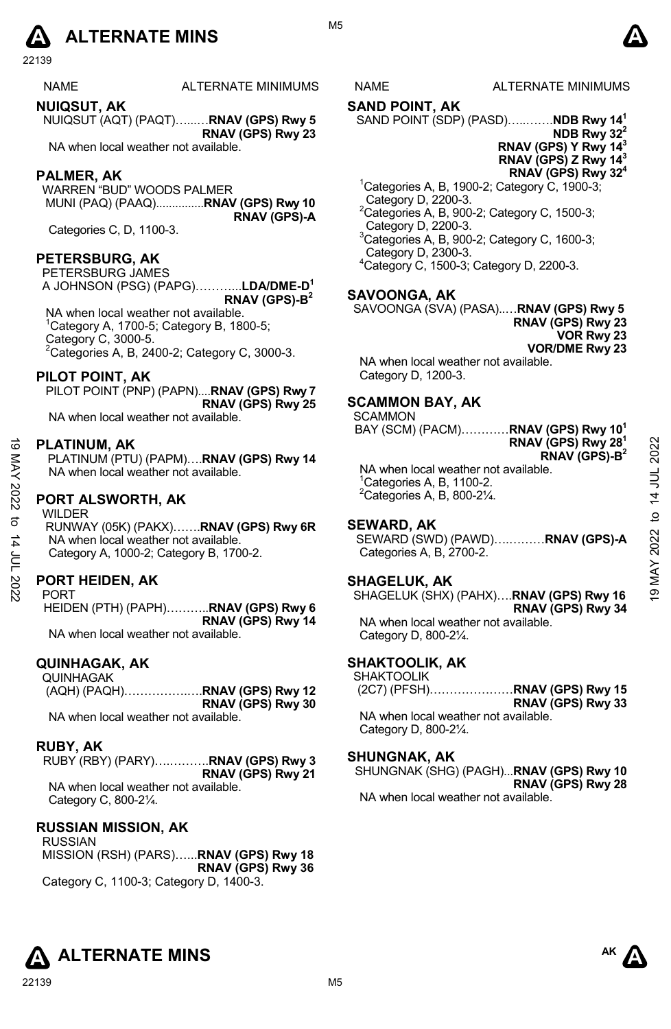# ALTERNATE MINS

| NAME | ALTERNATE MINIMUMS |
|---|---|

## NUIQSUT, AK

NUIQSUT (AQT) (PAQT)……..**RNAV (GPS) Rwy 5**
**RNAV (GPS) Rwy 23**

NA when local weather not available.

## PALMER, AK

WARREN "BUD" WOODS PALMER MUNI (PAQ) (PAAQ)...............**RNAV (GPS) Rwy 10**
**RNAV (GPS)-A**

Categories C, D, 1100-3.

## PETERSBURG, AK

PETERSBURG JAMES A JOHNSON (PSG) (PAPG)………...**LDA/DME-D**[1]
**RNAV (GPS)-B**[2]

NA when local weather not available.
[1]Category A, 1700-5; Category B, 1800-5; Category C, 3000-5.
[2]Categories A, B, 2400-2; Category C, 3000-3.

## PILOT POINT, AK

PILOT POINT (PNP) (PAPN)....**RNAV (GPS) Rwy 7**
**RNAV (GPS) Rwy 25**

NA when local weather not available.

## PLATINUM, AK

PLATINUM (PTU) (PAPM)….**RNAV (GPS) Rwy 14**

NA when local weather not available.

## PORT ALSWORTH, AK

WILDER RUNWAY (05K) (PAKX)…….**RNAV (GPS) Rwy 6R**

NA when local weather not available.
Category A, 1000-2; Category B, 1700-2.

## PORT HEIDEN, AK

PORT HEIDEN (PTH) (PAPH)………..**RNAV (GPS) Rwy 6**
**RNAV (GPS) Rwy 14**

NA when local weather not available.

## QUINHAGAK, AK

QUINHAGAK (AQH) (PAQH)………………**RNAV (GPS) Rwy 12**
**RNAV (GPS) Rwy 30**

NA when local weather not available.

## RUBY, AK

RUBY (RBY) (PARY)………….**RNAV (GPS) Rwy 3**
**RNAV (GPS) Rwy 21**

NA when local weather not available.
Category C, 800-2¼.

## RUSSIAN MISSION, AK

RUSSIAN MISSION (RSH) (PARS)…...**RNAV (GPS) Rwy 18**
**RNAV (GPS) Rwy 36**

Category C, 1100-3; Category D, 1400-3.

## SAND POINT, AK

SAND POINT (SDP) (PASD)……..…..**NDB Rwy 14**[1]
**NDB Rwy 32**[2]
**RNAV (GPS) Y Rwy 14**[3]
**RNAV (GPS) Z Rwy 14**[3]
**RNAV (GPS) Rwy 32**[4]

[1]Categories A, B, 1900-2; Category C, 1900-3; Category D, 2200-3.
[2]Categories A, B, 900-2; Category C, 1500-3; Category D, 2200-3.
[3]Categories A, B, 900-2; Category C, 1600-3; Category D, 2300-3.
[4]Category C, 1500-3; Category D, 2200-3.

## SAVOONGA, AK

SAVOONGA (SVA) (PASA)..…**RNAV (GPS) Rwy 5**
**RNAV (GPS) Rwy 23**
**VOR Rwy 23**
**VOR/DME Rwy 23**

NA when local weather not available.
Category D, 1200-3.

## SCAMMON BAY, AK

SCAMMON BAY (SCM) (PACM)…………**RNAV (GPS) Rwy 10**[1]
**RNAV (GPS) Rwy 28**[1]
**RNAV (GPS)-B**[2]

NA when local weather not available.
[1]Categories A, B, 1100-2.
[2]Categories A, B, 800-2¼.

## SEWARD, AK

SEWARD (SWD) (PAWD)…..………**RNAV (GPS)-A**

Categories A, B, 2700-2.

## SHAGELUK, AK

SHAGELUK (SHX) (PAHX)….**RNAV (GPS) Rwy 16**
**RNAV (GPS) Rwy 34**

NA when local weather not available.
Category D, 800-2¼.

## SHAKTOOLIK, AK

SHAKTOOLIK (2C7) (PFSH)…………………**RNAV (GPS) Rwy 15**
**RNAV (GPS) Rwy 33**

NA when local weather not available.
Category D, 800-2¼.

## SHUNGNAK, AK

SHUNGNAK (SHG) (PAGH)...**RNAV (GPS) Rwy 10**
**RNAV (GPS) Rwy 28**

NA when local weather not available.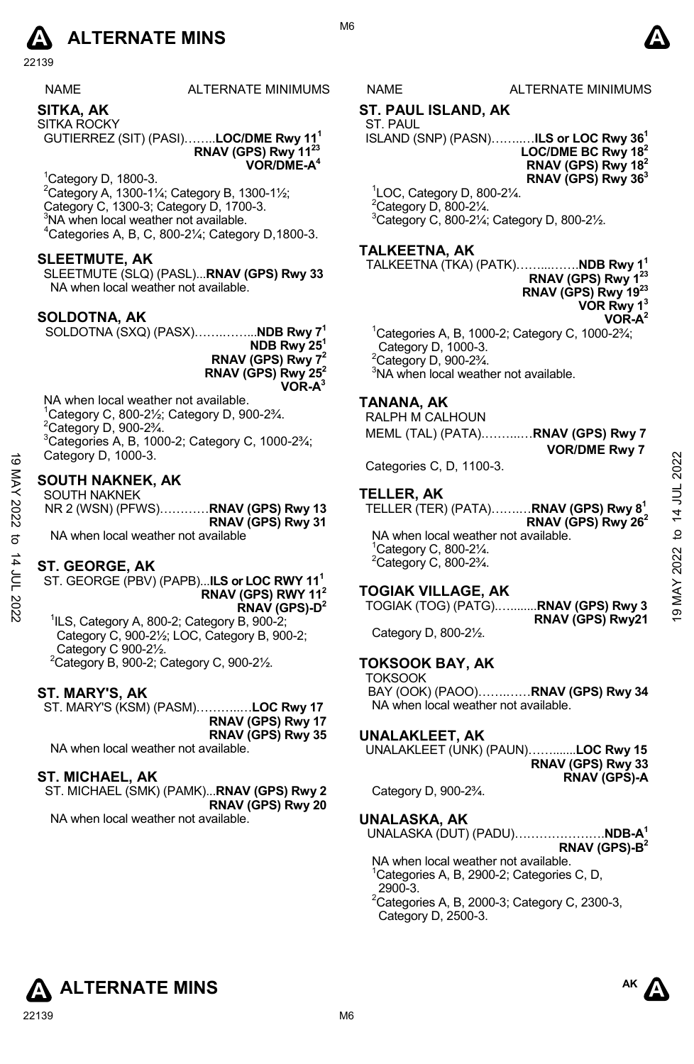# ALTERNATE MINS

NAME ALTERNATE MINIMUMS

## SITKA, AK
SITKA ROCKY
GUTIERREZ (SIT) (PASI)……..**LOC/DME Rwy 11**[1]
**RNAV (GPS) Rwy 11**[23]
**VOR/DME-A**[4]

[1]Category D, 1800-3.
[2]Category A, 1300-1¼; Category B, 1300-1½; Category C, 1300-3; Category D, 1700-3.
[3]NA when local weather not available.
[4]Categories A, B, C, 800-2¼; Category D,1800-3.

## SLEETMUTE, AK
SLEETMUTE (SLQ) (PASL)...**RNAV (GPS) Rwy 33**
NA when local weather not available.

## SOLDOTNA, AK
SOLDOTNA (SXQ) (PASX)……..……..**NDB Rwy 7**[1]
**NDB Rwy 25**[1]
**RNAV (GPS) Rwy 7**[2]
**RNAV (GPS) Rwy 25**[2]
**VOR-A**[3]

NA when local weather not available.
[1]Category C, 800-2½; Category D, 900-2¾.
[2]Category D, 900-2¾.
[3]Categories A, B, 1000-2; Category C, 1000-2¾; Category D, 1000-3.

## SOUTH NAKNEK, AK
SOUTH NAKNEK
NR 2 (WSN) (PFWS)…………**RNAV (GPS) Rwy 13**
**RNAV (GPS) Rwy 31**
NA when local weather not available

## ST. GEORGE, AK
ST. GEORGE (PBV) (PAPB)...**ILS or LOC RWY 11**[1]
**RNAV (GPS) RWY 11**[2]
**RNAV (GPS)-D**[2]

[1]ILS, Category A, 800-2; Category B, 900-2; Category C, 900-2½; LOC, Category B, 900-2; Category C 900-2½.
[2]Category B, 900-2; Category C, 900-2½.

## ST. MARY'S, AK
ST. MARY'S (KSM) (PASM)………..…**LOC Rwy 17**
**RNAV (GPS) Rwy 17**
**RNAV (GPS) Rwy 35**
NA when local weather not available.

## ST. MICHAEL, AK
ST. MICHAEL (SMK) (PAMK)...**RNAV (GPS) Rwy 2**
**RNAV (GPS) Rwy 20**
NA when local weather not available.

## ST. PAUL ISLAND, AK
ST. PAUL
ISLAND (SNP) (PASN)……..…**ILS or LOC Rwy 36**[1]
**LOC/DME BC Rwy 18**[2]
**RNAV (GPS) Rwy 18**[2]
**RNAV (GPS) Rwy 36**[3]

[1]LOC, Category D, 800-2¼.
[2]Category D, 800-2¼.
[3]Category C, 800-2¼; Category D, 800-2½.

## TALKEETNA, AK
TALKEETNA (TKA) (PATK)……..……**NDB Rwy 1**[1]
**RNAV (GPS) Rwy 1**[23]
**RNAV (GPS) Rwy 19**[23]
**VOR Rwy 1**[3]
**VOR-A**[2]

[1]Categories A, B, 1000-2; Category C, 1000-2¾; Category D, 1000-3.
[2]Category D, 900-2¾.
[3]NA when local weather not available.

## TANANA, AK
RALPH M CALHOUN
MEML (TAL) (PATA)………..…**RNAV (GPS) Rwy 7**
**VOR/DME Rwy 7**

Categories C, D, 1100-3.

## TELLER, AK
TELLER (TER) (PATA)……..…**RNAV (GPS) Rwy 8**[1]
**RNAV (GPS) Rwy 26**[2]
NA when local weather not available.
[1]Category C, 800-2¼.
[2]Category C, 800-2¾.

## TOGIAK VILLAGE, AK
TOGIAK (TOG) (PATG)……......**RNAV (GPS) Rwy 3**
**RNAV (GPS) Rwy21**

Category D, 800-2½.

## TOKSOOK BAY, AK
TOKSOOK
BAY (OOK) (PAOO)……..……**RNAV (GPS) Rwy 34**
NA when local weather not available.

## UNALAKLEET, AK
UNALAKLEET (UNK) (PAUN)……......**LOC Rwy 15**
**RNAV (GPS) Rwy 33**
**RNAV (GPS)-A**

Category D, 900-2¾.

## UNALASKA, AK
UNALASKA (DUT) (PADU)………….……….**NDB-A**[1]
**RNAV (GPS)-B**[2]

NA when local weather not available.
[1]Categories A, B, 2900-2; Categories C, D, 2900-3.
[2]Categories A, B, 2000-3; Category C, 2300-3, Category D, 2500-3.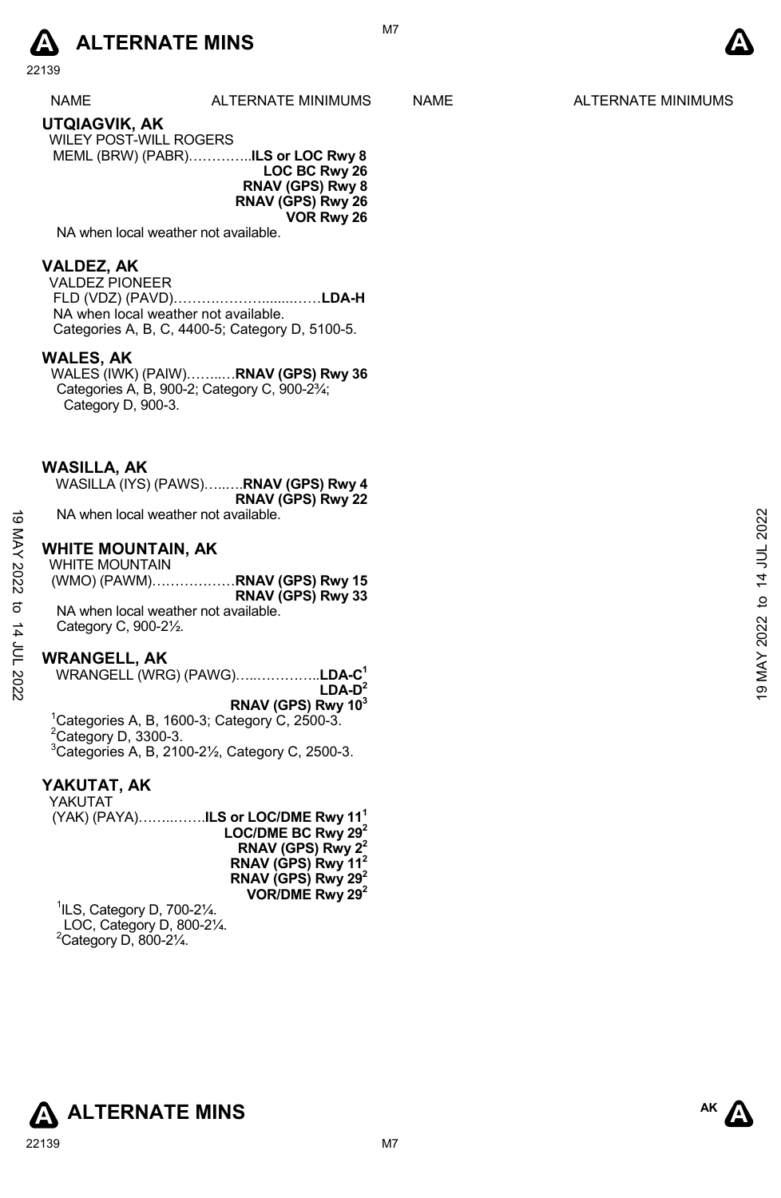# ALTERNATE MINS

| NAME | ALTERNATE MINIMUMS |
|---|---|

## UTQIAGVIK, AK

WILEY POST-WILL ROGERS
MEML (BRW) (PABR)…………..**ILS or LOC Rwy 8**
**LOC BC Rwy 26**
**RNAV (GPS) Rwy 8**
**RNAV (GPS) Rwy 26**
**VOR Rwy 26**

NA when local weather not available.

## VALDEZ, AK

VALDEZ PIONEER
FLD (VDZ) (PAVD)………..………........……**LDA-H**
NA when local weather not available.
Categories A, B, C, 4400-5; Category D, 5100-5.

## WALES, AK

WALES (IWK) (PAIW)……..…**RNAV (GPS) Rwy 36**
Categories A, B, 900-2; Category C, 900-2¾;
Category D, 900-3.

## WASILLA, AK

WASILLA (IYS) (PAWS)…...…**RNAV (GPS) Rwy 4**
**RNAV (GPS) Rwy 22**

NA when local weather not available.

## WHITE MOUNTAIN, AK

WHITE MOUNTAIN
(WMO) (PAWM)………………**RNAV (GPS) Rwy 15**
**RNAV (GPS) Rwy 33**

NA when local weather not available.
Category C, 900-2½.

## WRANGELL, AK

WRANGELL (WRG) (PAWG)…...…………..**LDA-C**[1]
**LDA-D**[2]
**RNAV (GPS) Rwy 10**[3]

[1]Categories A, B, 1600-3; Category C, 2500-3.
[2]Category D, 3300-3.
[3]Categories A, B, 2100-2½, Category C, 2500-3.

## YAKUTAT, AK

YAKUTAT
(YAK) (PAYA)……..…….**ILS or LOC/DME Rwy 11**[1]
**LOC/DME BC Rwy 29**[2]
**RNAV (GPS) Rwy 2**[2]
**RNAV (GPS) Rwy 11**[2]
**RNAV (GPS) Rwy 29**[2]
**VOR/DME Rwy 29**[2]

[1]ILS, Category D, 700-2¼.
LOC, Category D, 800-2¼.
[2]Category D, 800-2¼.